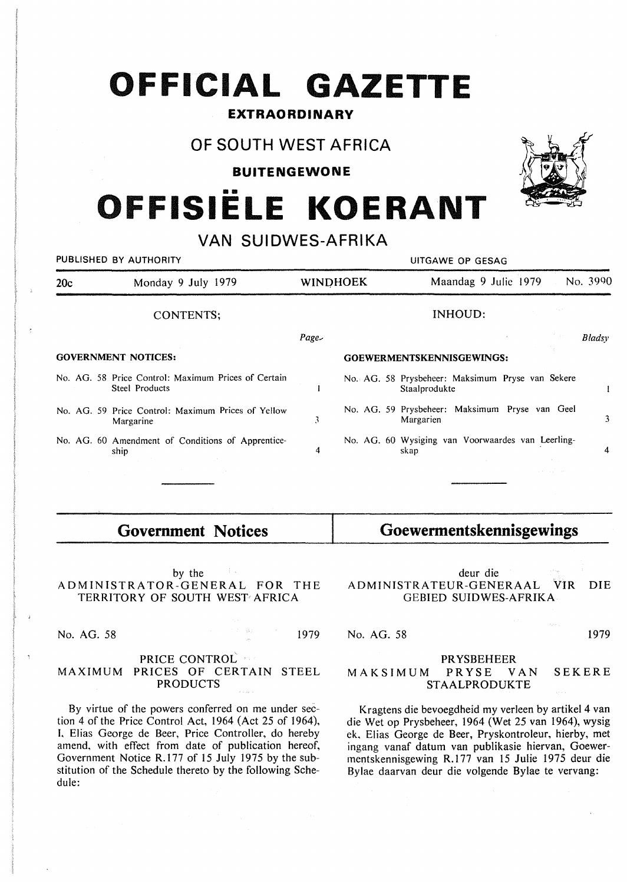# OFFICIAL GAZETTE

**EXTRAORDINARY**

## OF SOUTH WEST AFRICA

**BUITENGEWONE**

# OFFISIËLE KOERANT

## VAN SUIDWES-AFRIKA

PUBLISHED BY AUTHORITY — UITGAWE OP GESAG

| 20c | Monday 9 July 1979 | WINDHOEK | Maandag 9 Julie 1979 | No. 3990 |
|---|---|---|---|---|

CONTENTS;

| | Page |
|---|---|
| **GOVERNMENT NOTICES:** | |
| No. AG. 58 Price Control: Maximum Prices of Certain Steel Products | 1 |
| No. AG. 59 Price Control: Maximum Prices of Yellow Margarine | 3 |
| No. AG. 60 Amendment of Conditions of Apprenticeship | 4 |

INHOUD:

| | Bladsy |
|---|---|
| **GOEWERMENTSKENNISGEWINGS:** | |
| No. AG. 58 Prysbeheer: Maksimum Pryse van Sekere Staalprodukte | 1 |
| No. AG. 59 Prysbeheer: Maksimum Pryse van Geel Margarien | 3 |
| No. AG. 60 Wysiging van Voorwaardes van Leerlingskap | 4 |

## Government Notices

by the
ADMINISTRATOR-GENERAL FOR THE TERRITORY OF SOUTH WEST AFRICA

No. AG. 58 1979

PRICE CONTROL
MAXIMUM PRICES OF CERTAIN STEEL PRODUCTS

By virtue of the powers conferred on me under section 4 of the Price Control Act, 1964 (Act 25 of 1964), I, Elias George de Beer, Price Controller, do hereby amend, with effect from date of publication hereof, Government Notice R.177 of 15 July 1975 by the substitution of the Schedule thereto by the following Schedule:

## Goewermentskennisgewings

deur die
ADMINISTRATEUR-GENERAAL VIR DIE GEBIED SUIDWES-AFRIKA

No. AG. 58 1979

PRYSBEHEER
MAKSIMUM PRYSE VAN SEKERE STAALPRODUKTE

Kragtens die bevoegdheid my verleen by artikel 4 van die Wet op Prysbeheer, 1964 (Wet 25 van 1964), wysig ek, Elias George de Beer, Pryskontroleur, hierby, met ingang vanaf datum van publikasie hiervan, Goewermentskennisgewing R.177 van 15 Julie 1975 deur die Bylae daarvan deur die volgende Bylae te vervang: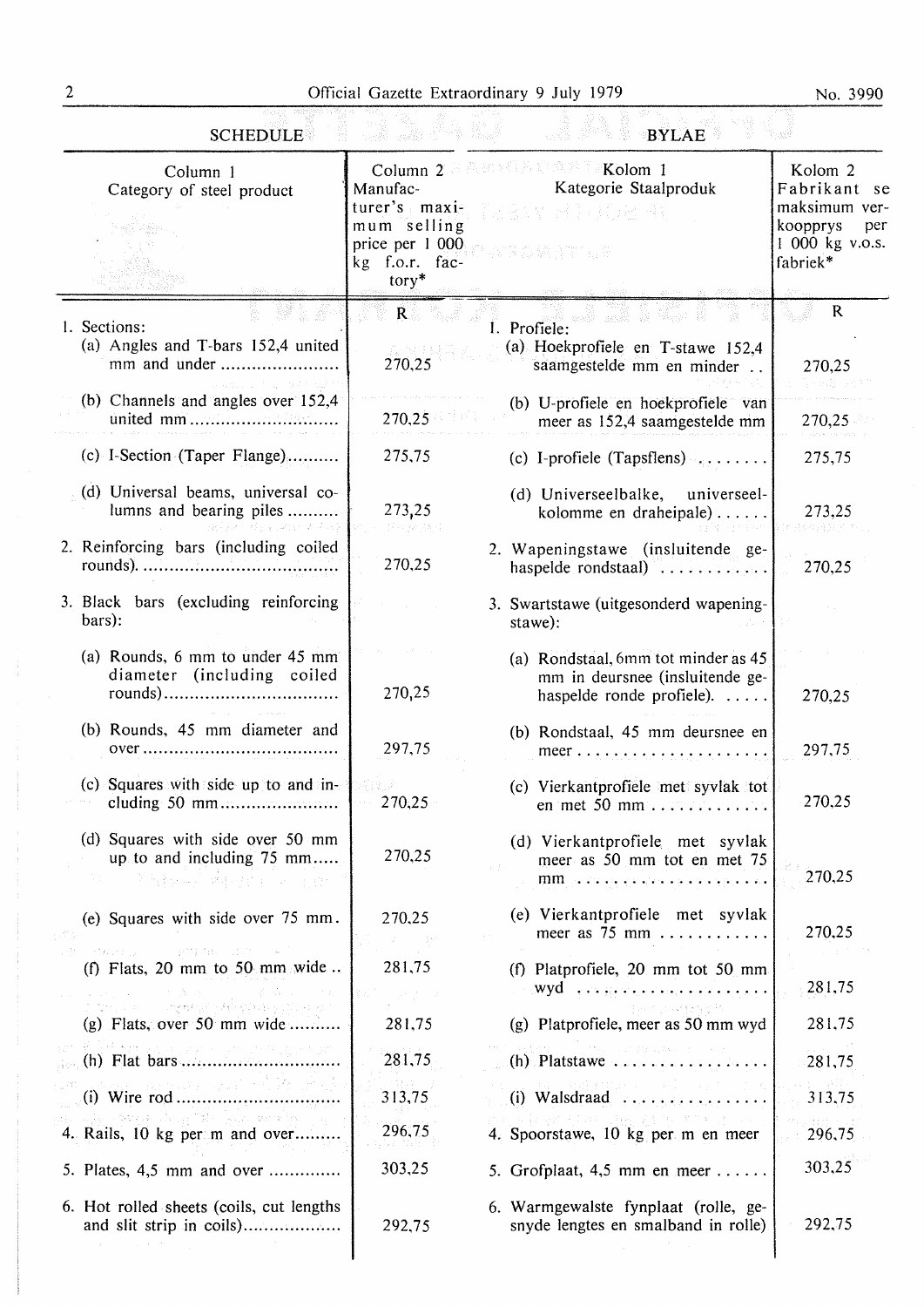| SCHEDULE | | BYLAE | |
|---|---|---|---|
| Column 1<br>Category of steel product | Column 2<br>Manufacturer's maximum selling price per 1 000 kg f.o.r. factory* | Kolom 1<br>Kategorie Staalproduk | Kolom 2<br>Fabrikant se maksimum verkoopprys per 1 000 kg v.o.s. fabriek* |
| | R | | R |
| 1. Sections: | | 1. Profiele: | |
| (a) Angles and T-bars 152,4 united mm and under | 270,25 | (a) Hoekprofiele en T-stawe 152,4 saamgestelde mm en minder | 270,25 |
| (b) Channels and angles over 152,4 united mm | 270,25 | (b) U-profiele en hoekprofiele van meer as 152,4 saamgestelde mm | 270,25 |
| (c) I-Section (Taper Flange) | 275,75 | (c) I-profiele (Tapsflens) | 275,75 |
| (d) Universal beams, universal columns and bearing piles | 273,25 | (d) Universeelbalke, universeelkolomme en draheipale) | 273,25 |
| 2. Reinforcing bars (including coiled rounds) | 270,25 | 2. Wapeningstawe (insluitende gehaspelde rondstaal) | 270,25 |
| 3. Black bars (excluding reinforcing bars): | | 3. Swartstawe (uitgesonderd wapeningstawe): | |
| (a) Rounds, 6 mm to under 45 mm diameter (including coiled rounds) | 270,25 | (a) Rondstaal, 6mm tot minder as 45 mm in deursnee (insluitende gehaspelde ronde profiele). | 270,25 |
| (b) Rounds, 45 mm diameter and over | 297,75 | (b) Rondstaal, 45 mm deursnee en meer | 297,75 |
| (c) Squares with side up to and including 50 mm | 270,25 | (c) Vierkantprofiele met syvlak tot en met 50 mm | 270,25 |
| (d) Squares with side over 50 mm up to and including 75 mm | 270,25 | (d) Vierkantprofiele met syvlak meer as 50 mm tot en met 75 mm | 270,25 |
| (e) Squares with side over 75 mm | 270,25 | (e) Vierkantprofiele met syvlak meer as 75 mm | 270,25 |
| (f) Flats, 20 mm to 50 mm wide | 281,75 | (f) Platprofiele, 20 mm tot 50 mm wyd | 281,75 |
| (g) Flats, over 50 mm wide | 281,75 | (g) Platprofiele, meer as 50 mm wyd | 281,75 |
| (h) Flat bars | 281,75 | (h) Platstawe | 281,75 |
| (i) Wire rod | 313,75 | (i) Walsdraad | 313,75 |
| 4. Rails, 10 kg per m and over | 296,75 | 4. Spoorstawe, 10 kg per m en meer | 296,75 |
| 5. Plates, 4,5 mm and over | 303,25 | 5. Grofplaat, 4,5 mm en meer | 303,25 |
| 6. Hot rolled sheets (coils, cut lengths and slit strip in coils) | 292,75 | 6. Warmgewalste fynplaat (rolle, gesnyde lengtes en smalband in rolle) | 292,75 |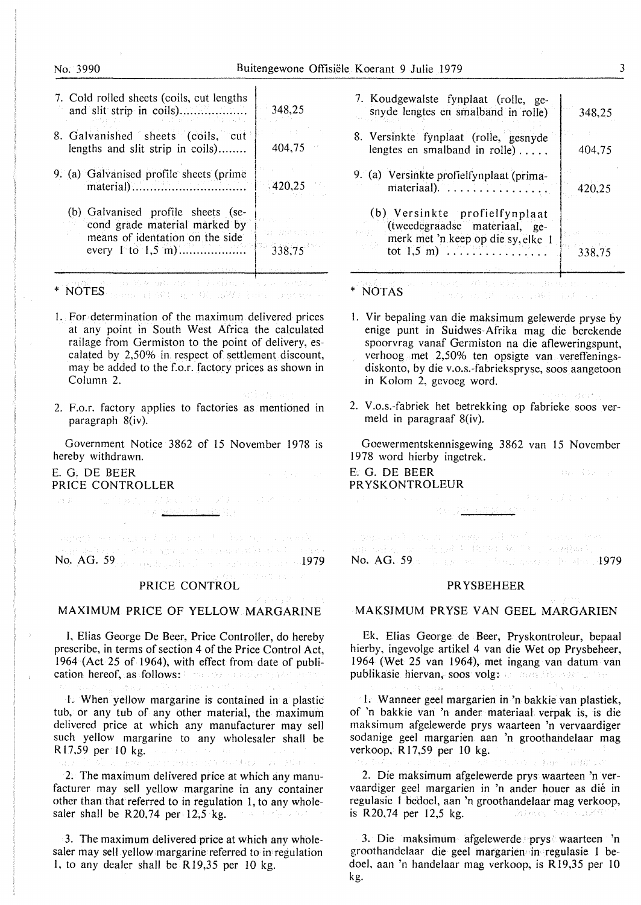| | |
|---|---|
| 7. Cold rolled sheets (coils, cut lengths and slit strip in coils).................. | 348,25 |
| 8. Galvanished sheets (coils, cut lengths and slit strip in coils)........ | 404,75 |
| 9. (a) Galvanised profile sheets (prime material)................................ | 420,25 |
| (b) Galvanised profile sheets (second grade material marked by means of identation on the side every 1 to 1,5 m).................. | 338,75 |

\* NOTES

1. For determination of the maximum delivered prices at any point in South West Africa the calculated railage from Germiston to the point of delivery, escalated by 2,50% in respect of settlement discount, may be added to the f.o.r. factory prices as shown in Column 2.

2. F.o.r. factory applies to factories as mentioned in paragraph 8(iv).

Government Notice 3862 of 15 November 1978 is hereby withdrawn.

E. G. DE BEER
PRICE CONTROLLER

No. AG. 59 1979

## PRICE CONTROL

### MAXIMUM PRICE OF YELLOW MARGARINE

I, Elias George De Beer, Price Controller, do hereby prescribe, in terms of section 4 of the Price Control Act, 1964 (Act 25 of 1964), with effect from date of publication hereof, as follows:

1. When yellow margarine is contained in a plastic tub, or any tub of any other material, the maximum delivered price at which any manufacturer may sell such yellow margarine to any wholesaler shall be R17,59 per 10 kg.

2. The maximum delivered price at which any manufacturer may sell yellow margarine in any container other than that referred to in regulation 1, to any wholesaler shall be R20,74 per 12,5 kg.

3. The maximum delivered price at which any wholesaler may sell yellow margarine referred to in regulation 1, to any dealer shall be R19,35 per 10 kg.

| | |
|---|---|
| 7. Koudgewalste fynplaat (rolle, gesnyde lengtes en smalband in rolle) | 348,25 |
| 8. Versinkte fynplaat (rolle, gesnyde lengtes en smalband in rolle)..... | 404,75 |
| 9. (a) Versinkte profielfynplaat (primamateriaal). ................ | 420,25 |
| (b) Versinkte profielfynplaat (tweedegraadse materiaal, gemerk met 'n keep op die sy, elke 1 tot 1,5 m) ................ | 338,75 |

\* NOTAS

1. Vir bepaling van die maksimum gelewerde pryse by enige punt in Suidwes-Afrika mag die berekende spoorvrag vanaf Germiston na die afleweringspunt, verhoog met 2,50% ten opsigte van vereffeningsdiskonto, by die v.o.s.-fabriekspryse, soos aangetoon in Kolom 2, gevoeg word.

2. V.o.s.-fabriek het betrekking op fabrieke soos vermeld in paragraaf 8(iv).

Goewermentskennisgewing 3862 van 15 November 1978 word hierby ingetrek.

E. G. DE BEER
PRYSKONTROLEUR

No. AG. 59 1979

## PRYSBEHEER

### MAKSIMUM PRYSE VAN GEEL MARGARIEN

Ek, Elias George de Beer, Pryskontroleur, bepaal hierby, ingevolge artikel 4 van die Wet op Prysbeheer, 1964 (Wet 25 van 1964), met ingang van datum van publikasie hiervan, soos volg:

1. Wanneer geel margarien in 'n bakkie van plastiek, of 'n bakkie van 'n ander materiaal verpak is, is die maksimum afgelewerde prys waarteen 'n vervaardiger sodanige geel margarien aan 'n groothandelaar mag verkoop, R17,59 per 10 kg.

2. Die maksimum afgelewerde prys waarteen 'n vervaardiger geel margarien in 'n ander houer as dié in regulasie 1 bedoel, aan 'n groothandelaar mag verkoop, is R20,74 per 12,5 kg.

3. Die maksimum afgelewerde prys waarteen 'n groothandelaar die geel margarien in regulasie 1 bedoel, aan 'n handelaar mag verkoop, is R19,35 per 10 kg.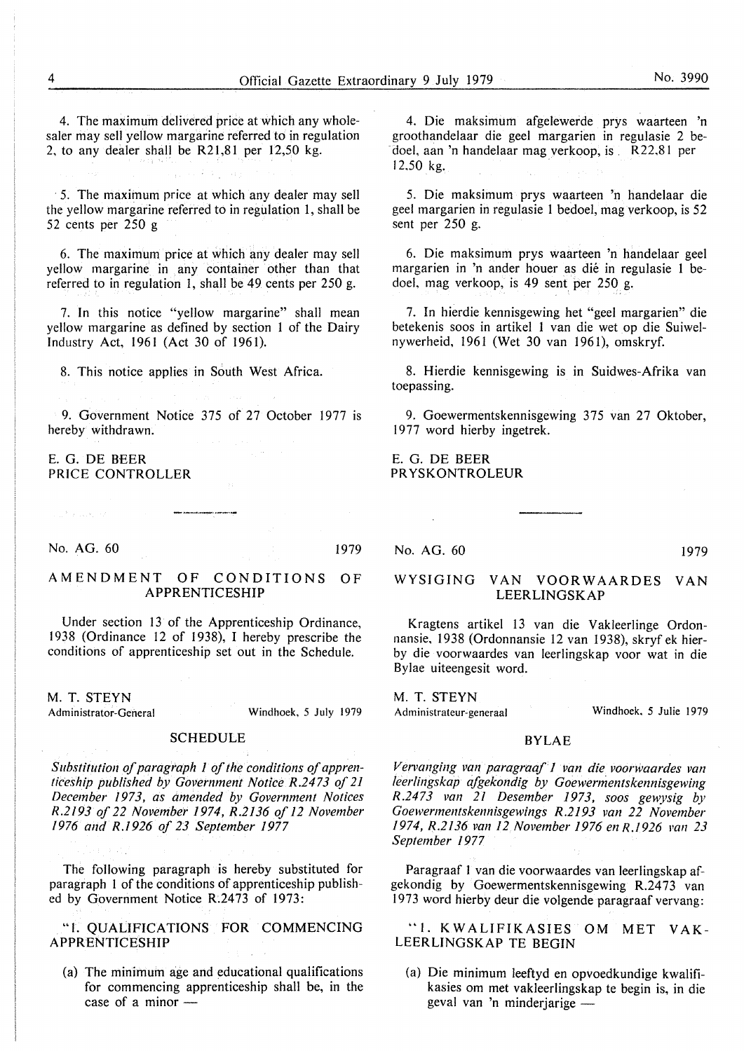4. The maximum delivered price at which any wholesaler may sell yellow margarine referred to in regulation 2, to any dealer shall be R21,81 per 12,50 kg.

5. The maximum price at which any dealer may sell the yellow margarine referred to in regulation 1, shall be 52 cents per 250 g

6. The maximum price at which any dealer may sell yellow margarine in any container other than that referred to in regulation 1, shall be 49 cents per 250 g.

7. In this notice "yellow margarine" shall mean yellow margarine as defined by section 1 of the Dairy Industry Act, 1961 (Act 30 of 1961).

8. This notice applies in South West Africa.

9. Government Notice 375 of 27 October 1977 is hereby withdrawn.

E. G. DE BEER
PRICE CONTROLLER

---

No. AG. 60 1979

## AMENDMENT OF CONDITIONS OF APPRENTICESHIP

Under section 13 of the Apprenticeship Ordinance, 1938 (Ordinance 12 of 1938), I hereby prescribe the conditions of apprenticeship set out in the Schedule.

M. T. STEYN
Administrator-General Windhoek, 5 July 1979

### SCHEDULE

*Substitution of paragraph 1 of the conditions of apprenticeship published by Government Notice R.2473 of 21 December 1973, as amended by Government Notices R.2193 of 22 November 1974, R.2136 of 12 November 1976 and R.1926 of 23 September 1977*

The following paragraph is hereby substituted for paragraph 1 of the conditions of apprenticeship published by Government Notice R.2473 of 1973:

"1. QUALIFICATIONS FOR COMMENCING APPRENTICESHIP

(a) The minimum age and educational qualifications for commencing apprenticeship shall be, in the case of a minor —

---

4. Die maksimum afgelewerde prys waarteen 'n groothandelaar die geel margarien in regulasie 2 bedoel, aan 'n handelaar mag verkoop, is R22,81 per 12,50 kg.

5. Die maksimum prys waarteen 'n handelaar die geel margarien in regulasie 1 bedoel, mag verkoop, is 52 sent per 250 g.

6. Die maksimum prys waarteen 'n handelaar geel margarien in 'n ander houer as dié in regulasie 1 bedoel, mag verkoop, is 49 sent per 250 g.

7. In hierdie kennisgewing het "geel margarien" die betekenis soos in artikel 1 van die wet op die Suiwelnywerheid, 1961 (Wet 30 van 1961), omskryf.

8. Hierdie kennisgewing is in Suidwes-Afrika van toepassing.

9. Goewermentskennisgewing 375 van 27 Oktober, 1977 word hierby ingetrek.

E. G. DE BEER
PRYSKONTROLEUR

---

No. AG. 60 1979

## WYSIGING VAN VOORWAARDES VAN LEERLINGSKAP

Kragtens artikel 13 van die Vakleerlinge Ordonnansie, 1938 (Ordonnansie 12 van 1938), skryf ek hierby die voorwaardes van leerlingskap voor wat in die Bylae uiteengesit word.

M. T. STEYN
Administrateur-generaal Windhoek, 5 Julie 1979

### BYLAE

*Vervanging van paragraaf 1 van die voorwaardes van leerlingskap afgekondig by Goewermentskennisgewing R.2473 van 21 Desember 1973, soos gewysig by Goewermentskennisgewings R.2193 van 22 November 1974, R.2136 van 12 November 1976 en R.1926 van 23 September 1977*

Paragraaf 1 van die voorwaardes van leerlingskap afgekondig by Goewermentskennisgewing R.2473 van 1973 word hierby deur die volgende paragraaf vervang:

"1. KWALIFIKASIES OM MET VAKLEERLINGSKAP TE BEGIN

(a) Die minimum leeftyd en opvoedkundige kwalifikasies om met vakleerlingskap te begin is, in die geval van 'n minderjarige —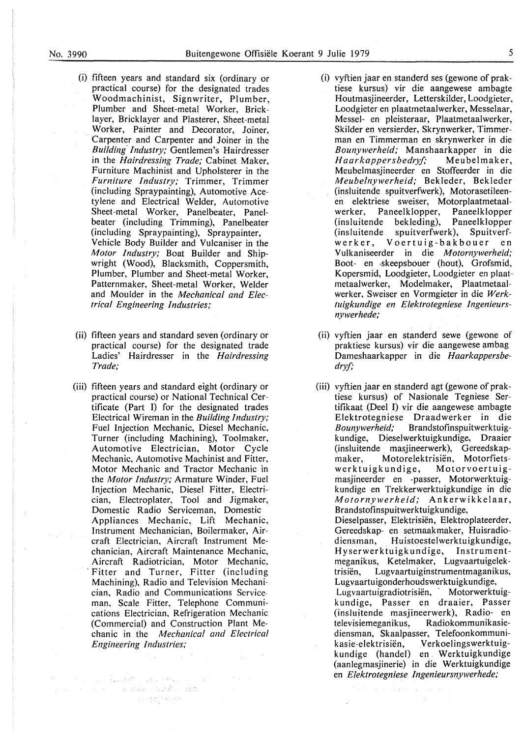(i) fifteen years and standard six (ordinary or practical course) for the designated trades Woodmachinist, Signwriter, Plumber, Plumber and Sheet-metal Worker, Bricklayer, Bricklayer and Plasterer, Sheet-metal Worker, Painter and Decorator, Joiner, Carpenter and Carpenter and Joiner in the *Building Industry;* Gentlemen's Hairdresser in the *Hairdressing Trade;* Cabinet Maker, Furniture Machinist and Upholsterer in the *Furniture Industry;* Trimmer, Trimmer (including Spraypainting), Automotive Acetylene and Electrical Welder, Automotive Sheet-metal Worker, Panelbeater, Panelbeater (including Trimming), Panelbeater (including Spraypainting), Spraypainter, Vehicle Body Builder and Vulcaniser in the *Motor Industry;* Boat Builder and Shipwright (Wood), Blacksmith, Coppersmith, Plumber, Plumber and Sheet-metal Worker, Patternmaker, Sheet-metal Worker, Welder and Moulder in the *Mechanical and Electrical Engineering Industries;*

(ii) fifteen years and standard seven (ordinary or practical course) for the designated trade Ladies' Hairdresser in the *Hairdressing Trade;*

(iii) fifteen years and standard eight (ordinary or practical course) or National Technical Certificate (Part I) for the designated trades Electrical Wireman in the *Building Industry;* Fuel Injection Mechanic, Diesel Mechanic, Turner (including Machining), Toolmaker, Automotive Electrician, Motor Cycle Mechanic, Automotive Machinist and Fitter, Motor Mechanic and Tractor Mechanic in the *Motor Industry;* Armature Winder, Fuel Injection Mechanic, Diesel Fitter, Electrician, Electroplater, Tool and Jigmaker, Domestic Radio Serviceman, Domestic Appliances Mechanic, Lift Mechanic, Instrument Mechanician, Boilermaker, Aircraft Electrician, Aircraft Instrument Mechanician, Aircraft Maintenance Mechanic, Aircraft Radiotrician, Motor Mechanic, Fitter and Turner, Fitter (including Machining), Radio and Television Mechanician, Radio and Communications Serviceman, Scale Fitter, Telephone Communications Electrician, Refrigeration Mechanic (Commercial) and Construction Plant Mechanic in the *Mechanical and Electrical Engineering Industries;*

(i) vyftien jaar en standerd ses (gewone of praktiese kursus) vir die aangewese ambagte Houtmasjineerder, Letterskilder, Loodgieter, Loodgieter en plaatmetaalwerker, Messelaar, Messel- en pleisteraar, Plaatmetaalwerker, Skilder en versierder, Skrynwerker, Timmerman en Timmerman en skrynwerker in die *Bounywerheid;* Manshaarkapper in die *Haarkappersbedryf;* Meubelmaker, Meubelmasjineerder en Stoffeerder in die *Meubelnywerheid;* Bekleder, Bekleder (insluitende spuitverfwerk), Motorasetileen- en elektriese sweiser, Motorplaatmetaalwerker, Paneelklopper, Paneelklopper (insluitende bekleding), Paneelklopper (insluitende spuitverfwerk), Spuitverfwerker, Voertuig-bakbouer en Vulkaniseerder in die *Motornywerheid;* Boot- en -skeepsbouer (hout), Grofsmid, Kopersmid, Loodgieter, Loodgieter en plaatmetaalwerker, Modelmaker, Plaatmetaalwerker, Sweiser en Vormgieter in die *Werktuigkundige en Elektrotegniese Ingenieursnywerhede;*

(ii) vyftien jaar en standerd sewe (gewone of praktiese kursus) vir die aangewese ambag Dameshaarkapper in die *Haarkappersbedryf;*

(iii) vyftien jaar en standerd agt (gewone of praktiese kursus) of Nasionale Tegniese Sertifikaat (Deel I) vir die aangewese ambagte Elektrotegniese Draadwerker in die *Bounywerheid;* Brandstofinspuitwerktuigkundige, Dieselwerktuigkundige, Draaier (insluitende masjineerwerk), Gereedskapmaker, Motorelektrisiën, Motorfietswerktuigkundige, Motorvoertuigmasjineerder en -passer, Motorwerktuigkundige en Trekkerwerktuigkundige in die *Motornywerheid;* Ankerwikkelaar, Brandstofinspuitwerktuigkundige, Dieselpasser, Elektrisiën, Elektroplateerder, Gereedskap- en setmaakmaker, Huisradiodiensman, Huistoestelwerktuigkundige, Hyserwerktuigkundige, Instrumentmeganikus, Ketelmaker, Lugvaartuigelektrisiën, Lugvaartuiginstrumentmaganikus, Lugvaartuigonderhoudswerktuigkundige, Lugvaartuigradiotrisiën, Motorwerktuigkundige, Passer en draaier, Passer (insluitende masjineerwerk), Radio- en televisiemeganikus, Radiokommunikasiediensman, Skaalpasser, Telefoonkommunikasie-elektrisiën, Verkoelingswerktuigkundige (handel) en Werktuigkundige (aanlegmasjinerie) in die Werktuigkundige en *Elektrotegniese Ingenieursnywerhede;*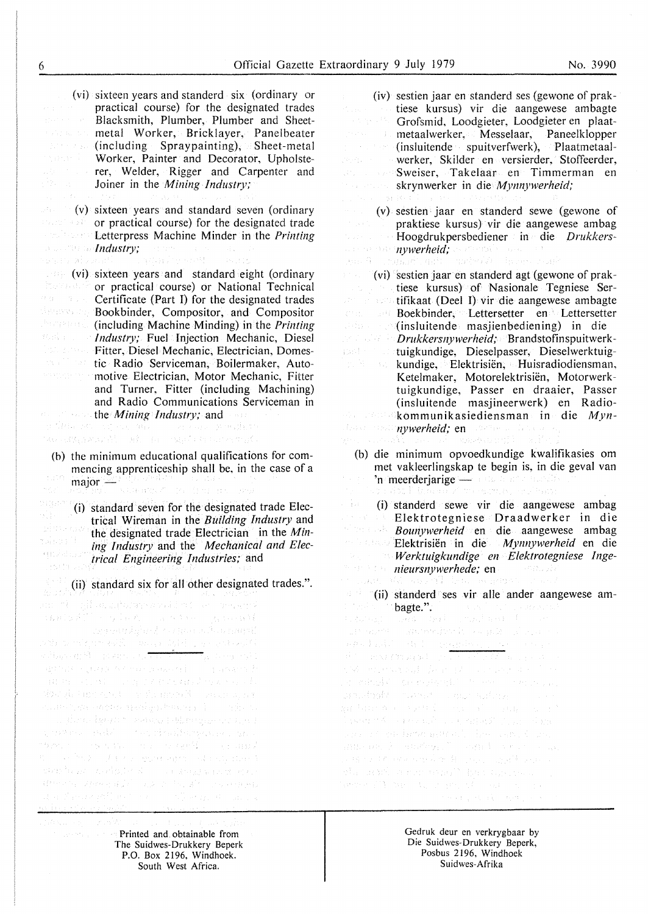(vi) sixteen years and standerd six (ordinary or practical course) for the designated trades Blacksmith, Plumber, Plumber and Sheet-metal Worker, Bricklayer, Panelbeater (including Spraypainting), Sheet-metal Worker, Painter and Decorator, Upholsterer, Welder, Rigger and Carpenter and Joiner in the *Mining Industry;*

(v) sixteen years and standard seven (ordinary or practical course) for the designated trade Letterpress Machine Minder in the *Printing Industry;*

(vi) sixteen years and standard eight (ordinary or practical course) or National Technical Certificate (Part I) for the designated trades Bookbinder, Compositor, and Compositor (including Machine Minding) in the *Printing Industry;* Fuel Injection Mechanic, Diesel Fitter, Diesel Mechanic, Electrician, Domestic Radio Serviceman, Boilermaker, Automotive Electrician, Motor Mechanic, Fitter and Turner, Fitter (including Machining) and Radio Communications Serviceman in the *Mining Industry;* and

(b) the minimum educational qualifications for commencing apprenticeship shall be, in the case of a major —

(i) standard seven for the designated trade Electrical Wireman in the *Building Industry* and the designated trade Electrician in the *Mining Industry* and the *Mechanical and Electrical Engineering Industries;* and

(ii) standard six for all other designated trades.".

---

(iv) sestien jaar en standerd ses (gewone of praktiese kursus) vir die aangewese ambagte Grofsmid, Loodgieter, Loodgieter en plaatmetaalwerker, Messelaar, Paneelklopper (insluitende spuitverfwerk), Plaatmetaalwerker, Skilder en versierder, Stoffeerder, Sweiser, Takelaar en Timmerman en skrynwerker in die *Mynnywerheid;*

(v) sestien jaar en standerd sewe (gewone of praktiese kursus) vir die aangewese ambag Hoogdrukpersbediener in die *Drukkersnywerheid;*

(vi) sestien jaar en standerd agt (gewone of praktiese kursus) of Nasionale Tegniese Sertifikaat (Deel I) vir die aangewese ambagte Boekbinder, Lettersetter en Lettersetter (insluitende masjienbediening) in die *Drukkersnywerheid;* Brandstofinspuitwerktuigkundige, Dieselpasser, Dieselwerktuigkundige, Elektrisiën, Huisradiodiensman, Ketelmaker, Motorelektrisiën, Motorwerktuigkundige, Passer en draaier, Passer (insluitende masjineerwerk) en Radiokommunikasiediensman in die *Mynnywerheid;* en

(b) die minimum opvoedkundige kwalifikasies om met vakleerlingskap te begin is, in die geval van 'n meerderjarige —

(i) standerd sewe vir die aangewese ambag Elektrotegniese Draadwerker in die *Bounywerheid* en die aangewese ambag Elektrisiën in die *Mynnywerheid* en die *Werktuigkundige en Elektrotegniese Ingenieursnywerhede;* en

(ii) standerd ses vir alle ander aangewese ambagte.".

---

Printed and obtainable from
The Suidwes-Drukkery Beperk
P.O. Box 2196, Windhoek.
South West Africa.

Gedruk deur en verkrygbaar by
Die Suidwes-Drukkery Beperk,
Posbus 2196, Windhoek
Suidwes-Afrika